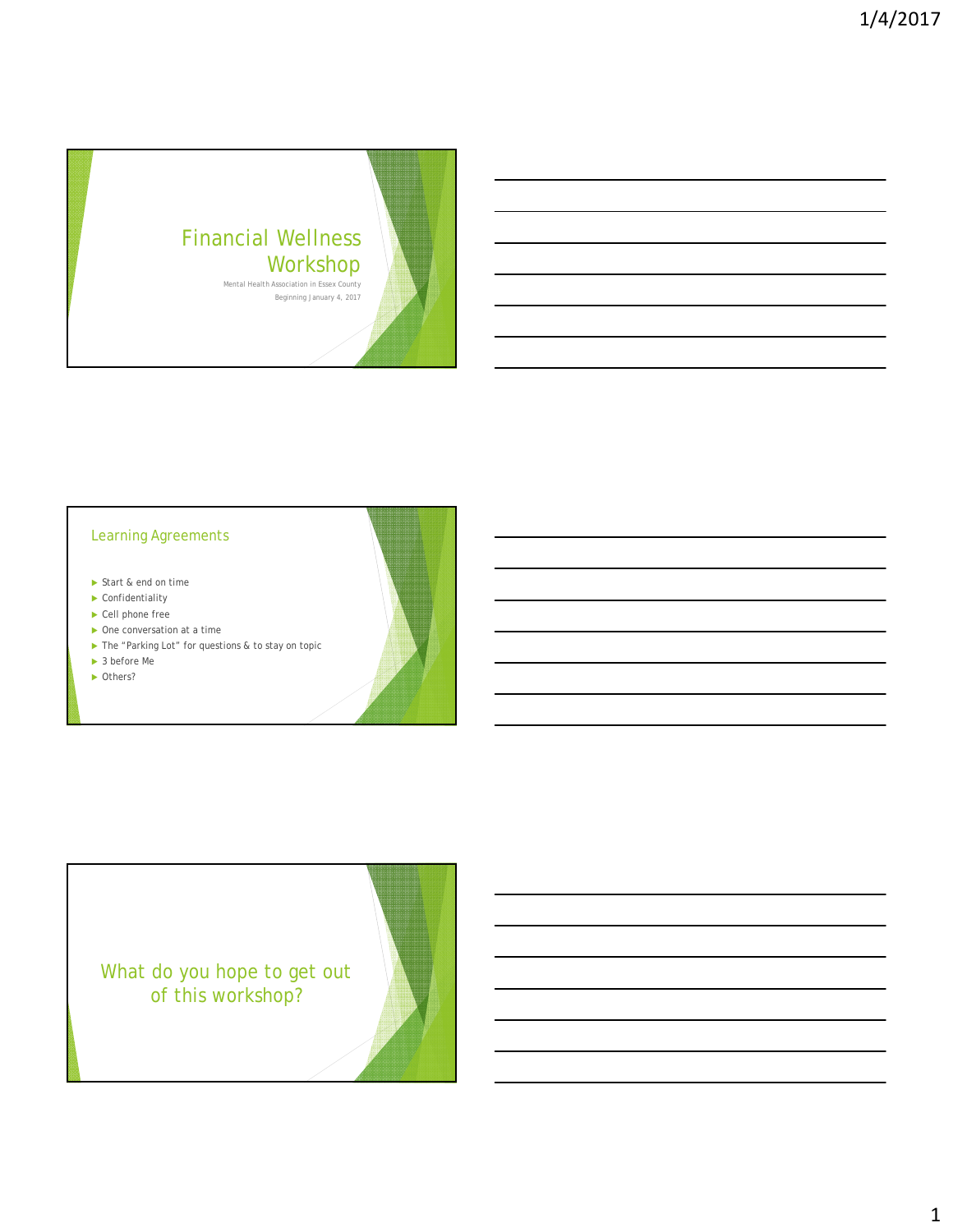# Financial Wellness Workshop

Mental Health Association in Essex County

Beginning January 4, 2017

## Learning Agreements

- Start & end on time
- Confidentiality
- Cell phone free
- One conversation at a time
- The "Parking Lot" for questions & to stay on topic
- 3 before Me
- Others?

## What do you hope to get out of this workshop?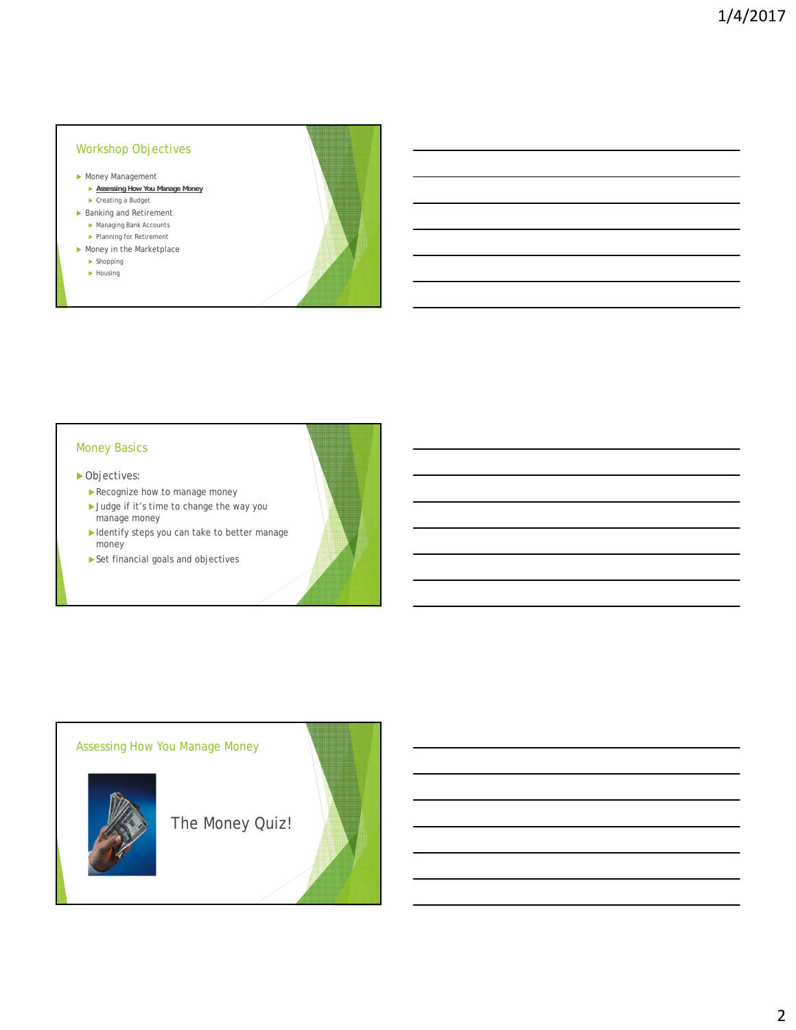## Workshop Objectives

- Money Management
  - **Assessing How You Manage Money**
  - Creating a Budget
- Banking and Retirement
  - Managing Bank Accounts
  - Planning for Retirement
- Money in the Marketplace
  - Shopping
  - Housing

## Money Basics

- Objectives:
  - Recognize how to manage money
  - Judge if it's time to change the way you manage money
  - Identify steps you can take to better manage money
  - Set financial goals and objectives

## Assessing How You Manage Money

The Money Quiz!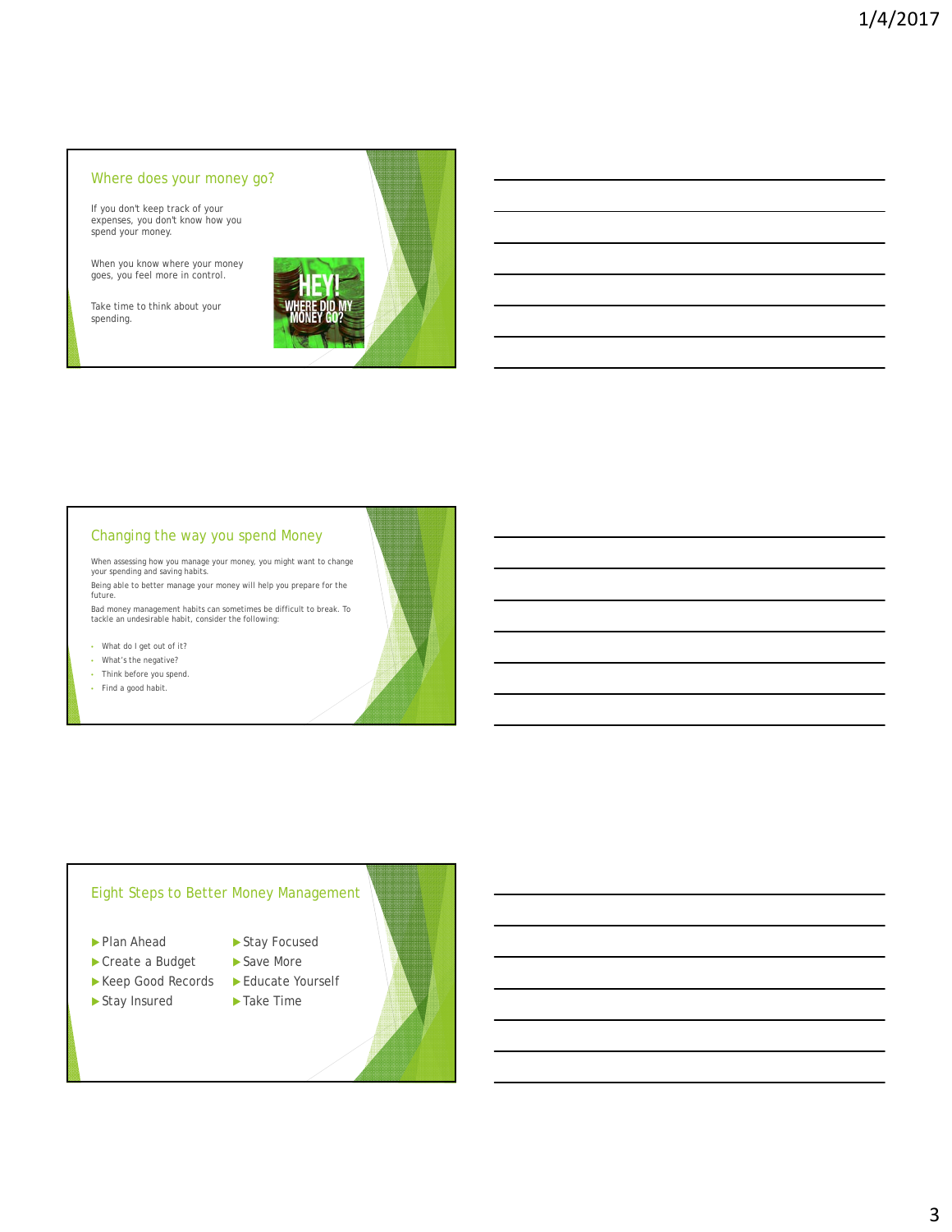## Where does your money go?

If you don't keep track of your expenses, you don't know how you spend your money.

When you know where your money goes, you feel more in control.

Take time to think about your spending.

## Changing the way you spend Money

When assessing how you manage your money, you might want to change your spending and saving habits.

Being able to better manage your money will help you prepare for the future.

Bad money management habits can sometimes be difficult to break. To tackle an undesirable habit, consider the following:

- What do I get out of it?
- What's the negative?
- Think before you spend.
- Find a good habit.

## Eight Steps to Better Money Management

- Plan Ahead
- Create a Budget
- Keep Good Records
- Stay Insured
- Stay Focused
- Save More
- Educate Yourself
- Take Time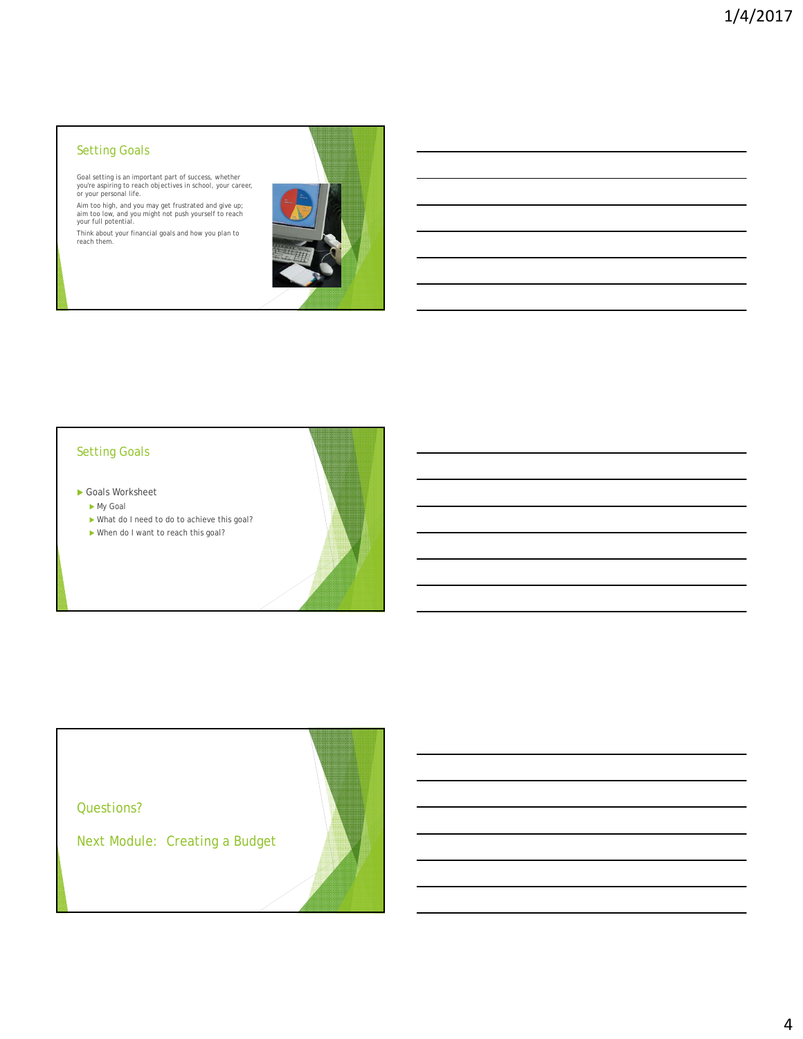## Setting Goals

Goal setting is an important part of success, whether you're aspiring to reach objectives in school, your career, or your personal life.

Aim too high, and you may get frustrated and give up; aim too low, and you might not push yourself to reach your full potential.

Think about your financial goals and how you plan to reach them.

## Setting Goals

- Goals Worksheet
  - My Goal
  - What do I need to do to achieve this goal?
  - When do I want to reach this goal?

## Questions?

## Next Module: Creating a Budget